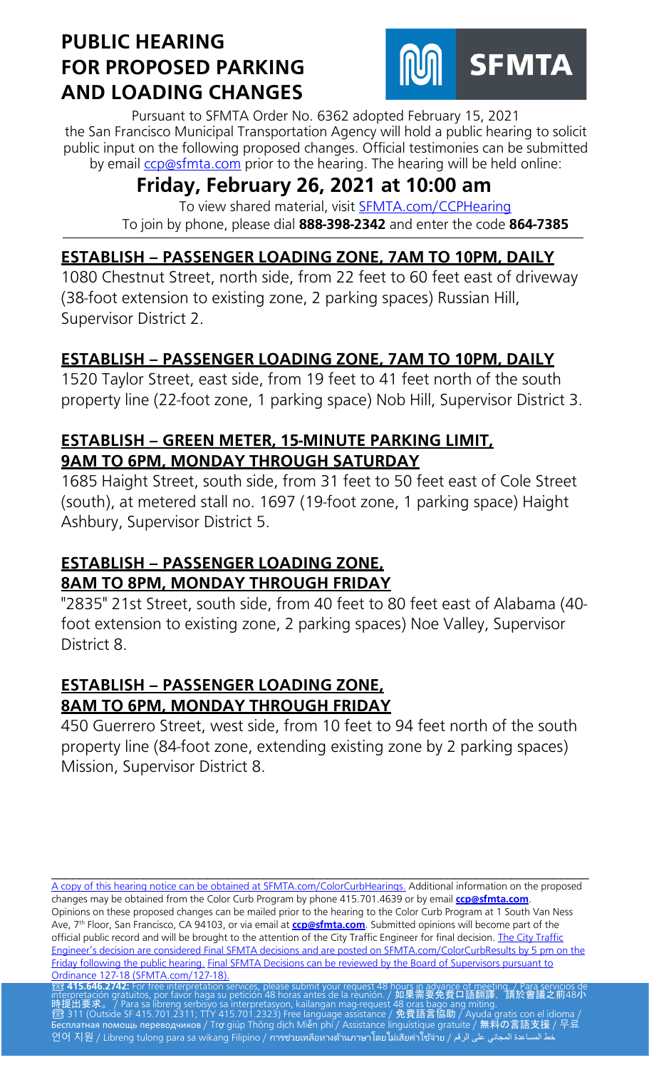# PUBLIC HEARING FOR PROPOSED PARKING AND LOADING CHANGES

SFMTA

Pursuant to SFMTA Order No. 6362 adopted February 15, 2021 the San Francisco Municipal Transportation Agency will hold a public hearing to solicit public input on the following proposed changes. Official testimonies can be submitted by email ccp@sfmta.com prior to the hearing. The hearing will be held online:

## Friday, February 26, 2021 at 10:00 am

To view shared material, visit SFMTA.com/CCPHearing
To join by phone, please dial **888-398-2342** and enter the code **864-7385**

### ESTABLISH – PASSENGER LOADING ZONE, 7AM TO 10PM, DAILY

1080 Chestnut Street, north side, from 22 feet to 60 feet east of driveway (38-foot extension to existing zone, 2 parking spaces) Russian Hill, Supervisor District 2.

### ESTABLISH – PASSENGER LOADING ZONE, 7AM TO 10PM, DAILY

1520 Taylor Street, east side, from 19 feet to 41 feet north of the south property line (22-foot zone, 1 parking space) Nob Hill, Supervisor District 3.

### ESTABLISH – GREEN METER, 15-MINUTE PARKING LIMIT, 9AM TO 6PM, MONDAY THROUGH SATURDAY

1685 Haight Street, south side, from 31 feet to 50 feet east of Cole Street (south), at metered stall no. 1697 (19-foot zone, 1 parking space) Haight Ashbury, Supervisor District 5.

### ESTABLISH – PASSENGER LOADING ZONE, 8AM TO 8PM, MONDAY THROUGH FRIDAY

"2835" 21st Street, south side, from 40 feet to 80 feet east of Alabama (40-foot extension to existing zone, 2 parking spaces) Noe Valley, Supervisor District 8.

### ESTABLISH – PASSENGER LOADING ZONE, 8AM TO 6PM, MONDAY THROUGH FRIDAY

450 Guerrero Street, west side, from 10 feet to 94 feet north of the south property line (84-foot zone, extending existing zone by 2 parking spaces) Mission, Supervisor District 8.

---

A copy of this hearing notice can be obtained at SFMTA.com/ColorCurbHearings. Additional information on the proposed changes may be obtained from the Color Curb Program by phone 415.701.4639 or by email **ccp@sfmta.com**. Opinions on these proposed changes can be mailed prior to the hearing to the Color Curb Program at 1 South Van Ness Ave, 7th Floor, San Francisco, CA 94103, or via email at **ccp@sfmta.com**. Submitted opinions will become part of the official public record and will be brought to the attention of the City Traffic Engineer for final decision. The City Traffic Engineer's decision are considered Final SFMTA decisions and are posted on SFMTA.com/ColorCurbResults by 5 pm on the Friday following the public hearing. Final SFMTA Decisions can be reviewed by the Board of Supervisors pursuant to Ordinance 127-18 (SFMTA.com/127-18).

☎ **415.646.2742:** For free interpretation services, please submit your request 48 hours in advance of meeting. / Para servicios de interpretación gratuitos, por favor haga su petición 48 horas antes de la reunión. / **如果需要免費口語翻譯，請於會議之前48小時提出要求。** / Para sa libreng serbisyo sa interpretasyon, kailangan mag-request 48 oras bago ang miting.
☎ 311 (Outside SF 415.701.2311; TTY 415.701.2323) Free language assistance / **免費語言協助** / Ayuda gratis con el idioma / Бесплатная помощь переводчиков / Trợ giúp Thông dịch Miễn phí / Assistance linguistique gratuite / **無料の言語支援** / 무료 언어 지원 / Libreng tulong para sa wikang Filipino / การช่วยเหลือทางด้านภาษาโดยไม่เสียค่าใช้จ่าย / خط المساعدة المجاني على الرقم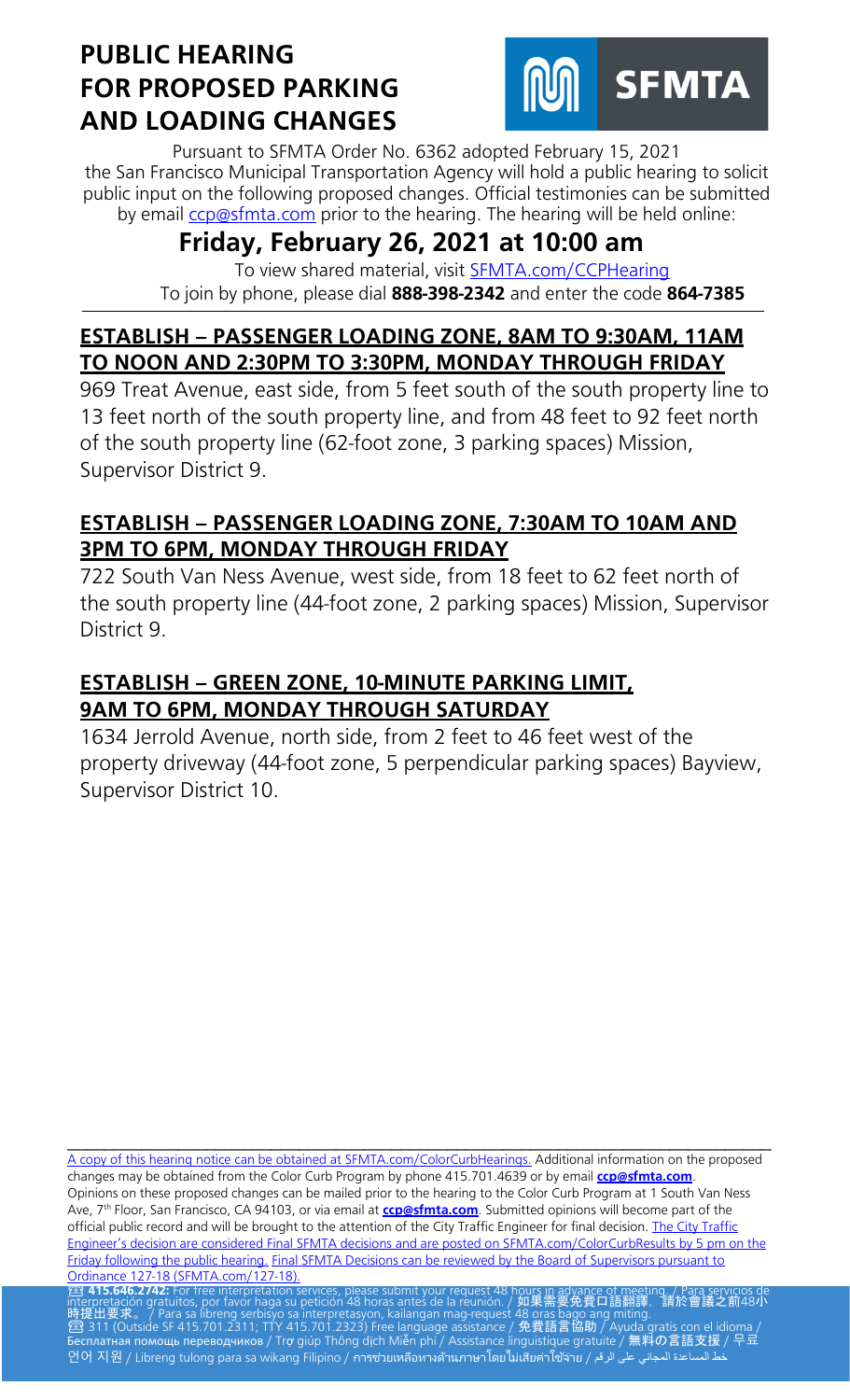# PUBLIC HEARING FOR PROPOSED PARKING AND LOADING CHANGES

SFMTA

Pursuant to SFMTA Order No. 6362 adopted February 15, 2021 the San Francisco Municipal Transportation Agency will hold a public hearing to solicit public input on the following proposed changes. Official testimonies can be submitted by email ccp@sfmta.com prior to the hearing. The hearing will be held online:

## Friday, February 26, 2021 at 10:00 am

To view shared material, visit SFMTA.com/CCPHearing

To join by phone, please dial **888-398-2342** and enter the code **864-7385**

### ESTABLISH – PASSENGER LOADING ZONE, 8AM TO 9:30AM, 11AM TO NOON AND 2:30PM TO 3:30PM, MONDAY THROUGH FRIDAY

969 Treat Avenue, east side, from 5 feet south of the south property line to 13 feet north of the south property line, and from 48 feet to 92 feet north of the south property line (62-foot zone, 3 parking spaces) Mission, Supervisor District 9.

### ESTABLISH – PASSENGER LOADING ZONE, 7:30AM TO 10AM AND 3PM TO 6PM, MONDAY THROUGH FRIDAY

722 South Van Ness Avenue, west side, from 18 feet to 62 feet north of the south property line (44-foot zone, 2 parking spaces) Mission, Supervisor District 9.

### ESTABLISH – GREEN ZONE, 10-MINUTE PARKING LIMIT, 9AM TO 6PM, MONDAY THROUGH SATURDAY

1634 Jerrold Avenue, north side, from 2 feet to 46 feet west of the property driveway (44-foot zone, 5 perpendicular parking spaces) Bayview, Supervisor District 10.

---

A copy of this hearing notice can be obtained at SFMTA.com/ColorCurbHearings. Additional information on the proposed changes may be obtained from the Color Curb Program by phone 415.701.4639 or by email **ccp@sfmta.com**. Opinions on these proposed changes can be mailed prior to the hearing to the Color Curb Program at 1 South Van Ness Ave, 7th Floor, San Francisco, CA 94103, or via email at **ccp@sfmta.com**. Submitted opinions will become part of the official public record and will be brought to the attention of the City Traffic Engineer for final decision. The City Traffic Engineer's decision are considered Final SFMTA decisions and are posted on SFMTA.com/ColorCurbResults by 5 pm on the Friday following the public hearing. Final SFMTA Decisions can be reviewed by the Board of Supervisors pursuant to Ordinance 127-18 (SFMTA.com/127-18).

☎ **415.646.2742:** For free interpretation services, please submit your request 48 hours in advance of meeting. / Para servicios de interpretación gratuitos, por favor haga su petición 48 horas antes de la reunión. / 如果需要免費口語翻譯，請於會議之前48小時提出要求。 / Para sa libreng serbisyo sa interpretasyon, kailangan mag-request 48 oras bago ang miting.
☎ 311 (Outside SF 415.701.2311; TTY 415.701.2323) Free language assistance / 免費語言協助 / Ayuda gratis con el idioma / Бесплатная помощь переводчиков / Trợ giúp Thông dịch Miễn phí / Assistance linguistique gratuite / 無料の言語支援 / 무료 언어 지원 / Libreng tulong para sa wikang Filipino / การช่วยเหลือทางด้านภาษาโดยไม่เสียค่าใช้จ่าย / خط المساعدة المجاني على الرقم